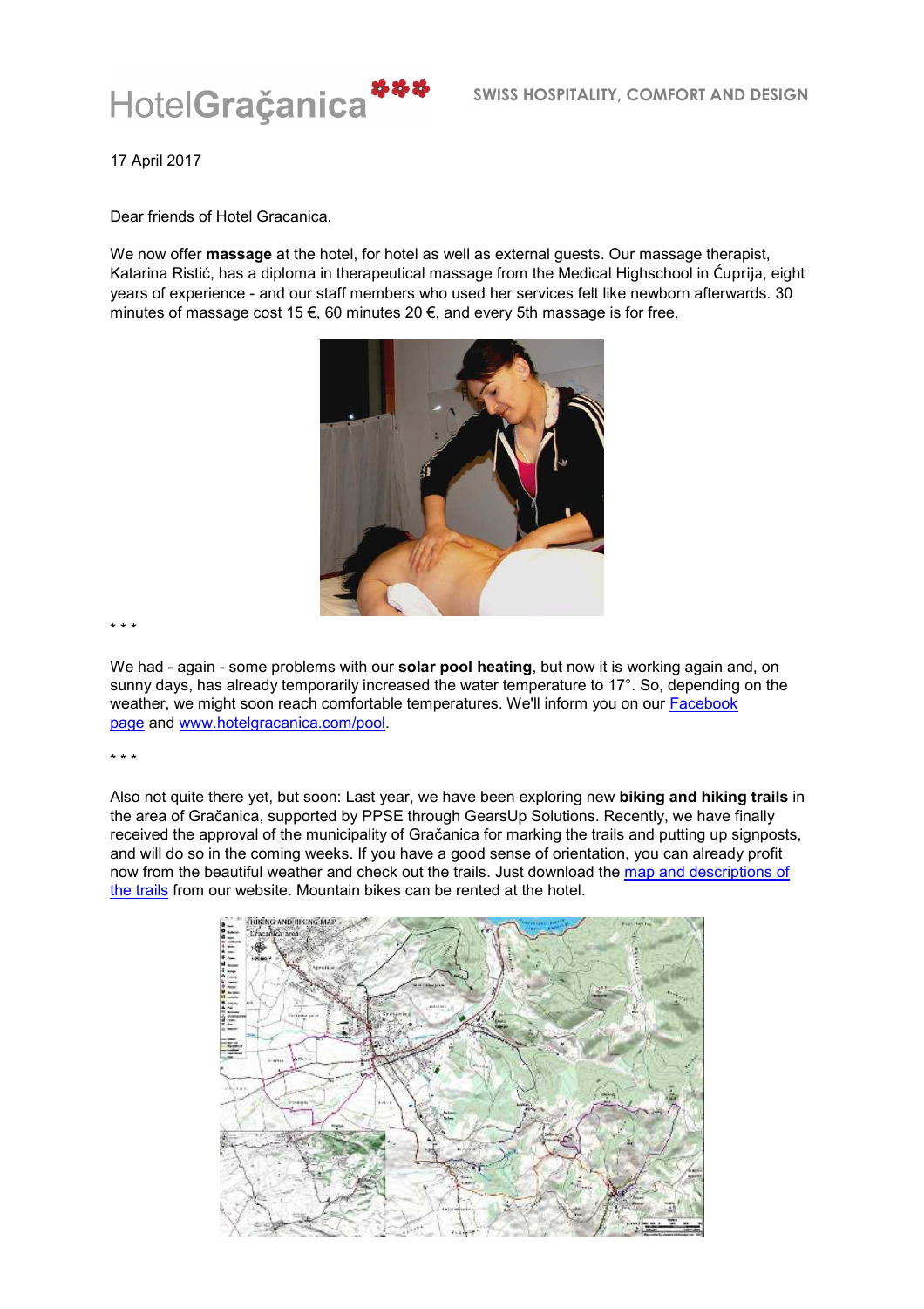HotelGraçanica ✿✿✿ SWISS HOSPITALITY, COMFORT AND DESIGN

17 April 2017

Dear friends of Hotel Gracanica,

We now offer **massage** at the hotel, for hotel as well as external guests. Our massage therapist, Katarina Ristić, has a diploma in therapeutical massage from the Medical Highschool in Ćuprija, eight years of experience - and our staff members who used her services felt like newborn afterwards. 30 minutes of massage cost 15 €, 60 minutes 20 €, and every 5th massage is for free.

* * *

We had - again - some problems with our **solar pool heating**, but now it is working again and, on sunny days, has already temporarily increased the water temperature to 17°. So, depending on the weather, we might soon reach comfortable temperatures. We'll inform you on our [Facebook page]() and [www.hotelgracanica.com/pool]().

* * *

Also not quite there yet, but soon: Last year, we have been exploring new **biking and hiking trails** in the area of Gračanica, supported by PPSE through GearsUp Solutions. Recently, we have finally received the approval of the municipality of Gračanica for marking the trails and putting up signposts, and will do so in the coming weeks. If you have a good sense of orientation, you can already profit now from the beautiful weather and check out the trails. Just download the [map and descriptions of the trails]() from our website. Mountain bikes can be rented at the hotel.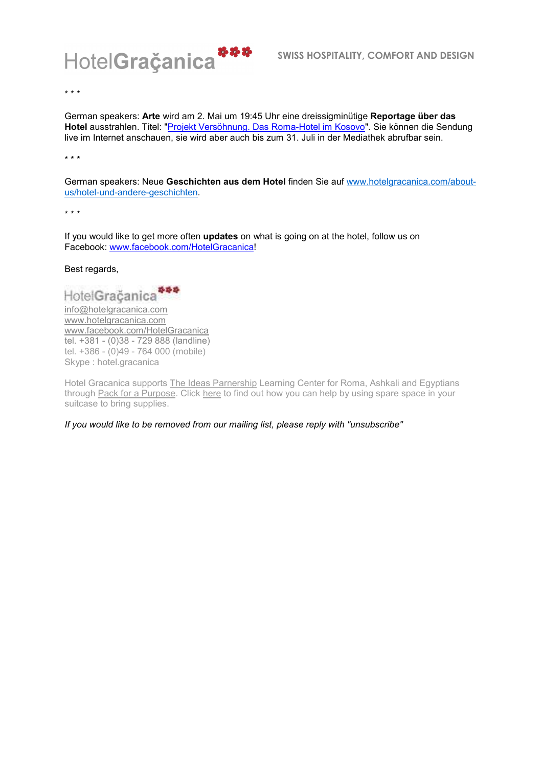HotelGraçanica

SWISS HOSPITALITY, COMFORT AND DESIGN

* * *

German speakers: **Arte** wird am 2. Mai um 19:45 Uhr eine dreissigminütige **Reportage über das Hotel** ausstrahlen. Titel: "Projekt Versöhnung. Das Roma-Hotel im Kosovo". Sie können die Sendung live im Internet anschauen, sie wird aber auch bis zum 31. Juli in der Mediathek abrufbar sein.

* * *

German speakers: Neue **Geschichten aus dem Hotel** finden Sie auf www.hotelgracanica.com/about-us/hotel-und-andere-geschichten.

* * *

If you would like to get more often **updates** on what is going on at the hotel, follow us on Facebook: www.facebook.com/HotelGracanica!

Best regards,

HotelGraçanica
info@hotelgracanica.com
www.hotelgracanica.com
www.facebook.com/HotelGracanica
tel. +381 - (0)38 - 729 888 (landline)
tel. +386 - (0)49 - 764 000 (mobile)
Skype : hotel.gracanica

Hotel Gracanica supports The Ideas Parnership Learning Center for Roma, Ashkali and Egyptians through Pack for a Purpose. Click here to find out how you can help by using spare space in your suitcase to bring supplies.

*If you would like to be removed from our mailing list, please reply with "unsubscribe"*